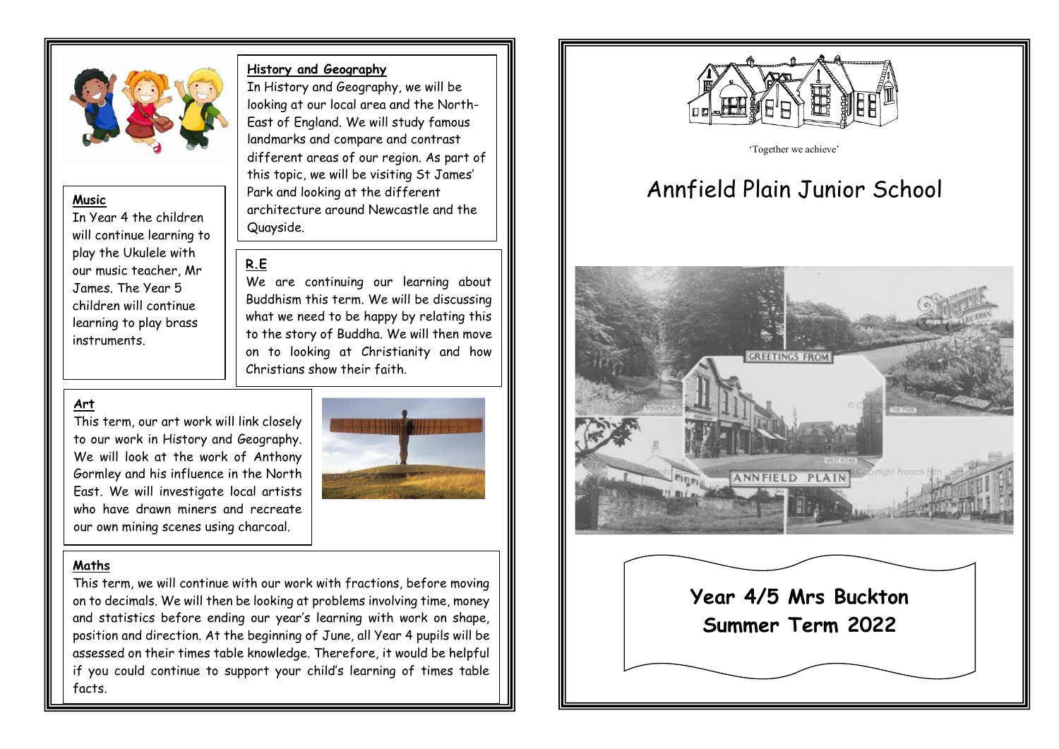## History and Geography

In History and Geography, we will be looking at our local area and the North-East of England. We will study famous landmarks and compare and contrast different areas of our region. As part of this topic, we will be visiting St James' Park and looking at the different architecture around Newcastle and the Quayside.

## Music

In Year 4 the children will continue learning to play the Ukulele with our music teacher, Mr James. The Year 5 children will continue learning to play brass instruments.

## R.E

We are continuing our learning about Buddhism this term. We will be discussing what we need to be happy by relating this to the story of Buddha. We will then move on to looking at Christianity and how Christians show their faith.

## Art

This term, our art work will link closely to our work in History and Geography. We will look at the work of Anthony Gormley and his influence in the North East. We will investigate local artists who have drawn miners and recreate our own mining scenes using charcoal.

## Maths

This term, we will continue with our work with fractions, before moving on to decimals. We will then be looking at problems involving time, money and statistics before ending our year's learning with work on shape, position and direction. At the beginning of June, all Year 4 pupils will be assessed on their times table knowledge. Therefore, it would be helpful if you could continue to support your child's learning of times table facts.

'Together we achieve'

# Annfield Plain Junior School

**Year 4/5 Mrs Buckton**

**Summer Term 2022**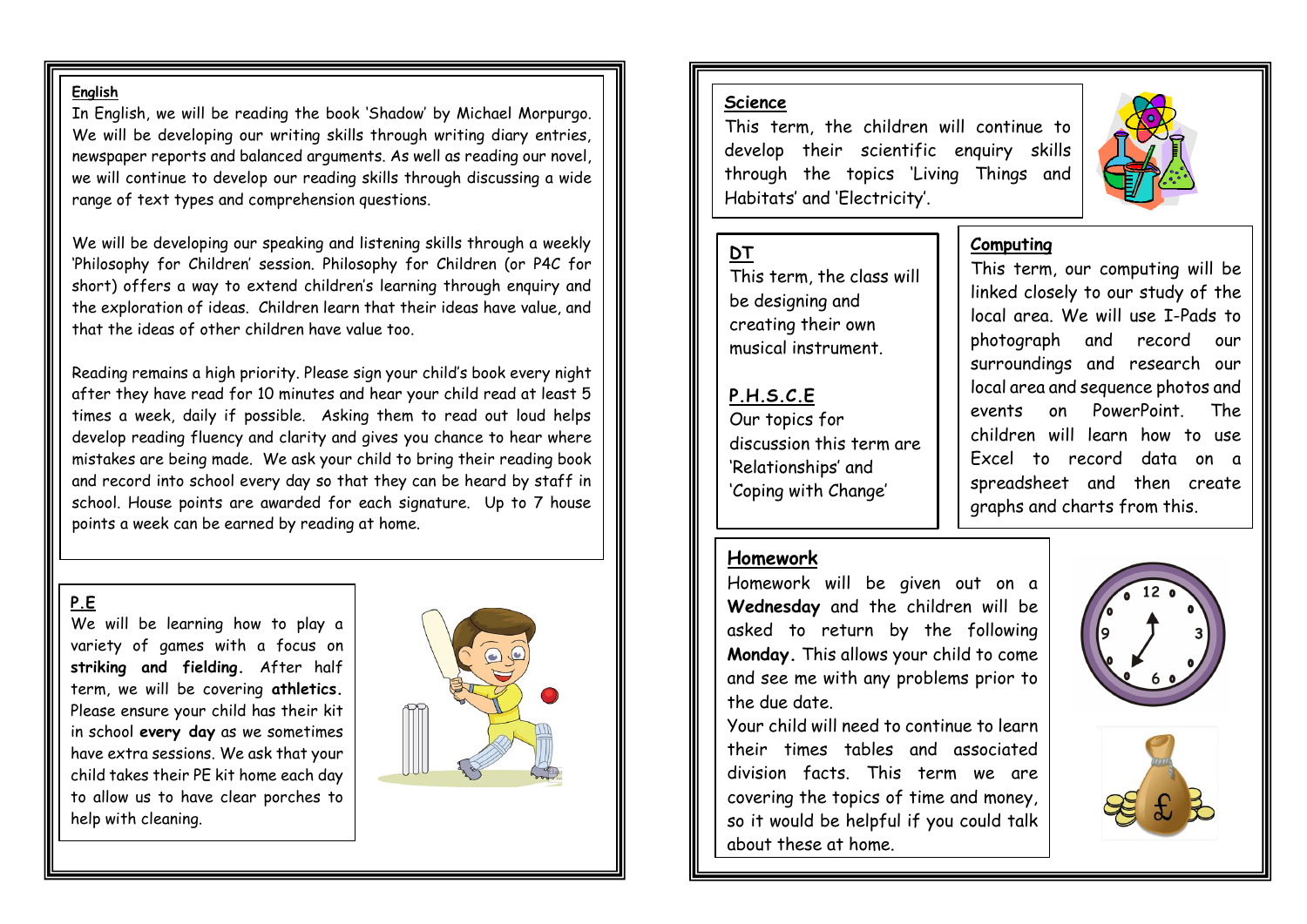## English

In English, we will be reading the book 'Shadow' by Michael Morpurgo. We will be developing our writing skills through writing diary entries, newspaper reports and balanced arguments. As well as reading our novel, we will continue to develop our reading skills through discussing a wide range of text types and comprehension questions.

We will be developing our speaking and listening skills through a weekly 'Philosophy for Children' session. Philosophy for Children (or P4C for short) offers a way to extend children's learning through enquiry and the exploration of ideas. Children learn that their ideas have value, and that the ideas of other children have value too.

Reading remains a high priority. Please sign your child's book every night after they have read for 10 minutes and hear your child read at least 5 times a week, daily if possible. Asking them to read out loud helps develop reading fluency and clarity and gives you chance to hear where mistakes are being made. We ask your child to bring their reading book and record into school every day so that they can be heard by staff in school. House points are awarded for each signature. Up to 7 house points a week can be earned by reading at home.

## P.E

We will be learning how to play a variety of games with a focus on **striking and fielding.** After half term, we will be covering **athletics.** Please ensure your child has their kit in school **every day** as we sometimes have extra sessions. We ask that your child takes their PE kit home each day to allow us to have clear porches to help with cleaning.

## Science

This term, the children will continue to develop their scientific enquiry skills through the topics 'Living Things and Habitats' and 'Electricity'.

## DT

This term, the class will be designing and creating their own musical instrument.

## P.H.S.C.E

Our topics for discussion this term are 'Relationships' and 'Coping with Change'

## Computing

This term, our computing will be linked closely to our study of the local area. We will use I-Pads to photograph and record our surroundings and research our local area and sequence photos and events on PowerPoint. The children will learn how to use Excel to record data on a spreadsheet and then create graphs and charts from this.

## Homework

Homework will be given out on a **Wednesday** and the children will be asked to return by the following **Monday.** This allows your child to come and see me with any problems prior to the due date.

Your child will need to continue to learn their times tables and associated division facts. This term we are covering the topics of time and money, so it would be helpful if you could talk about these at home.